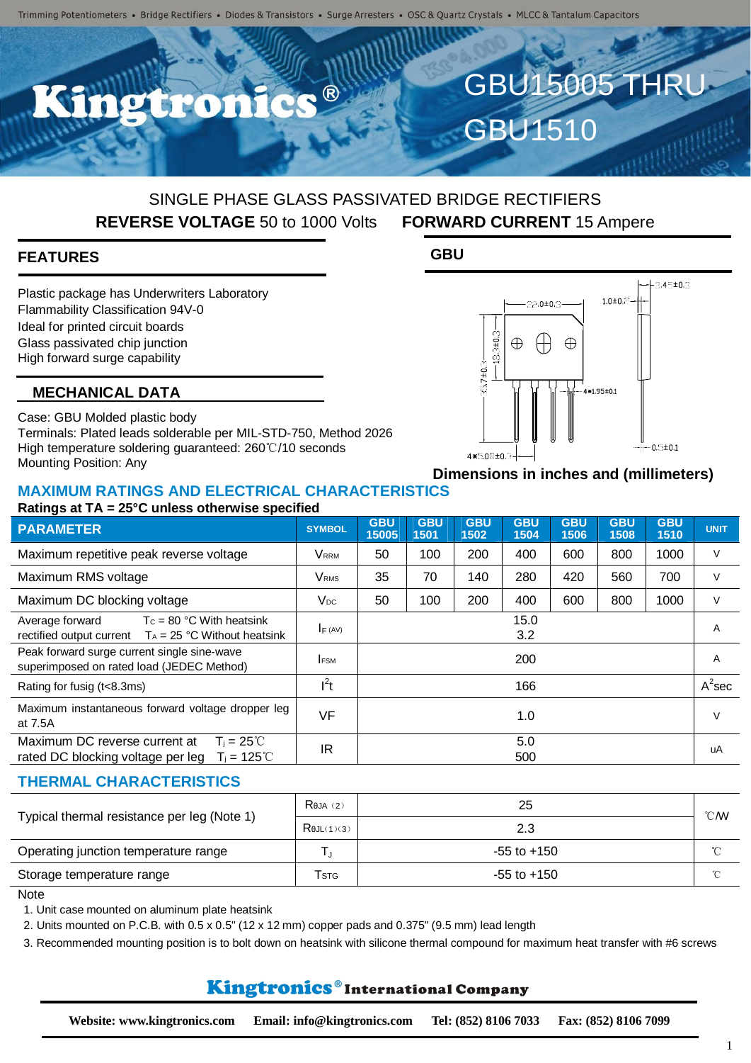Trimming Potentiometers • Bridge Rectifiers • Diodes & Transistors • Surge Arresters • OSC & Quartz Crystals • MLCC & Tantalum Capacitors

# Kingtronics®

# GBU15005 THRU GBU1510

## SINGLE PHASE GLASS PASSIVATED BRIDGE RECTIFIERS

**REVERSE VOLTAGE** 50 to 1000 Volts **FORWARD CURRENT** 15 Ampere

### FEATURES

Plastic package has Underwriters Laboratory Flammability Classification 94V-0
Ideal for printed circuit boards
Glass passivated chip junction
High forward surge capability

### MECHANICAL DATA

Case: GBU Molded plastic body
Terminals: Plated leads solderable per MIL-STD-750, Method 2026
High temperature soldering guaranteed: 260℃/10 seconds
Mounting Position: Any

### GBU

Dimensions in inches and (millimeters)

## MAXIMUM RATINGS AND ELECTRICAL CHARACTERISTICS

**Ratings at TA = 25°C unless otherwise specified**

| PARAMETER | SYMBOL | GBU 15005 | GBU 1501 | GBU 1502 | GBU 1504 | GBU 1506 | GBU 1508 | GBU 1510 | UNIT |
|---|---|---|---|---|---|---|---|---|---|
| Maximum repetitive peak reverse voltage | $V_{RRM}$ | 50 | 100 | 200 | 400 | 600 | 800 | 1000 | V |
| Maximum RMS voltage | $V_{RMS}$ | 35 | 70 | 140 | 280 | 420 | 560 | 700 | V |
| Maximum DC blocking voltage | $V_{DC}$ | 50 | 100 | 200 | 400 | 600 | 800 | 1000 | V |
| Average forward rectified output current — $T_C$ = 80 °C With heatsink / $T_A$ = 25 °C Without heatsink | $I_{F(AV)}$ | 15.0 / 3.2 | | | | | | | A |
| Peak forward surge current single sine-wave superimposed on rated load (JEDEC Method) | $I_{FSM}$ | 200 | | | | | | | A |
| Rating for fusig (t<8.3ms) | $I^2t$ | 166 | | | | | | | $A^2$sec |
| Maximum instantaneous forward voltage dropper leg at 7.5A | VF | 1.0 | | | | | | | V |
| Maximum DC reverse current at rated DC blocking voltage per leg — $T_j$ = 25℃ / $T_j$ = 125℃ | IR | 5.0 / 500 | | | | | | | uA |

## THERMAL CHARACTERISTICS

| Parameter | Symbol | Value | Unit |
|---|---|---|---|
| Typical thermal resistance per leg (Note 1) | $R_{\theta JA}$ (2) | 25 | ℃/W |
| | $R_{\theta JL}$ (1)(3) | 2.3 | ℃/W |
| Operating junction temperature range | $T_J$ | -55 to +150 | ℃ |
| Storage temperature range | $T_{STG}$ | -55 to +150 | ℃ |

Note

1. Unit case mounted on aluminum plate heatsink
2. Units mounted on P.C.B. with 0.5 x 0.5" (12 x 12 mm) copper pads and 0.375" (9.5 mm) lead length
3. Recommended mounting position is to bolt down on heatsink with silicone thermal compound for maximum heat transfer with #6 screws

**Kingtronics® International Company**

**Website: www.kingtronics.com Email: info@kingtronics.com Tel: (852) 8106 7033 Fax: (852) 8106 7099**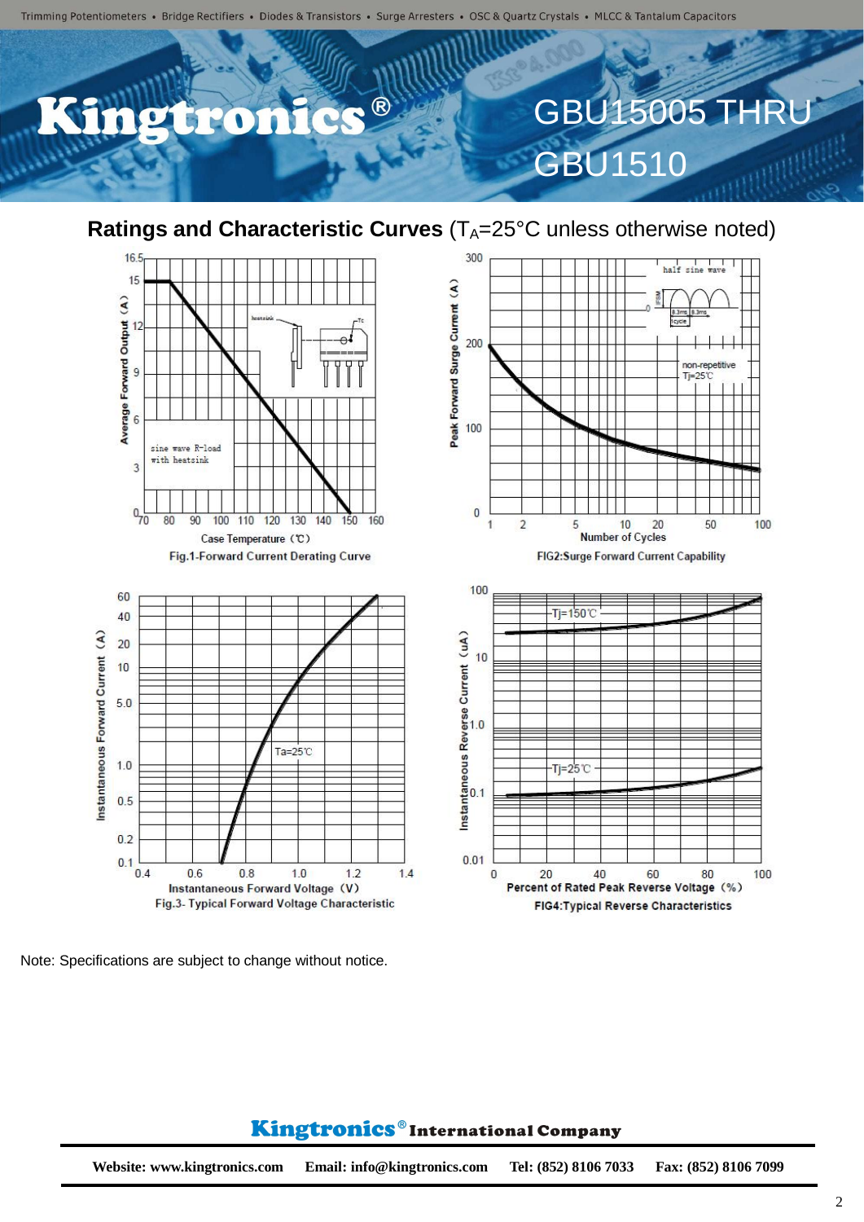## Ratings and Characteristic Curves ($T_A$=25°C unless otherwise noted)

16.5
15
12
9
6
3
0
Average Forward Output (A)
heatsink
Tc
sine wave R-load
with heatsink
70 80 90 100 110 120 130 140 150 160
Case Temperature (℃)

Fig.1-Forward Current Derating Curve

300
200
100
0
Peak Forward Surge Current (A)
half sine wave
IFSM
8.3ms 8.3ms
1cycle
non-repetitive
Tj=25℃
1 2 5 10 20 50 100
Number of Cycles

FIG2:Surge Forward Current Capability

60
40
20
10
5.0
1.0
0.5
0.2
0.1
Instantaneous Forward Current (A)
Ta=25℃
0.4 0.6 0.8 1.0 1.2 1.4
Instantaneous Forward Voltage (V)

Fig.3- Typical Forward Voltage Characteristic

100
10
1.0
0.1
0.01
Instantaneous Reverse Current (uA)
Tj=150℃
Tj=25℃
0 20 40 60 80 100
Percent of Rated Peak Reverse Voltage (%)

FIG4:Typical Reverse Characteristics

Note: Specifications are subject to change without notice.